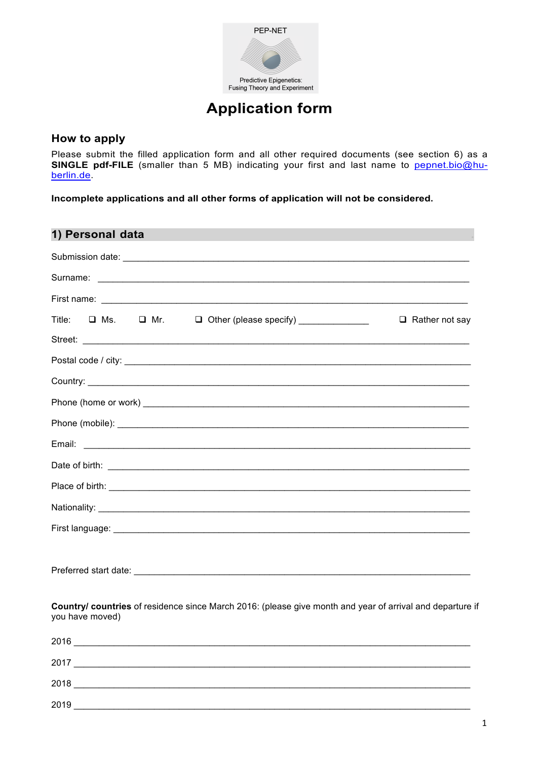PEP-NET

Predictive Epigenetics:
Fusing Theory and Experiment

# Application form

## How to apply

Please submit the filled application form and all other required documents (see section 6) as a **SINGLE pdf-FILE** (smaller than 5 MB) indicating your first and last name to pepnet.bio@hu-berlin.de.

**Incomplete applications and all other forms of application will not be considered.**

## 1) Personal data

Submission date: ______________________________________________

Surname: ______________________________________________

First name: ______________________________________________

Title: ❑ Ms. ❑ Mr. ❑ Other (please specify) ______________ ❑ Rather not say

Street: ______________________________________________

Postal code / city: ______________________________________________

Country: ______________________________________________

Phone (home or work) ______________________________________________

Phone (mobile): ______________________________________________

Email: ______________________________________________

Date of birth: ______________________________________________

Place of birth: ______________________________________________

Nationality: ______________________________________________

First language: ______________________________________________

Preferred start date: ______________________________________________

**Country/ countries** of residence since March 2016: (please give month and year of arrival and departure if you have moved)

2016 ______________________________________________

2017 ______________________________________________

2018 ______________________________________________

2019 ______________________________________________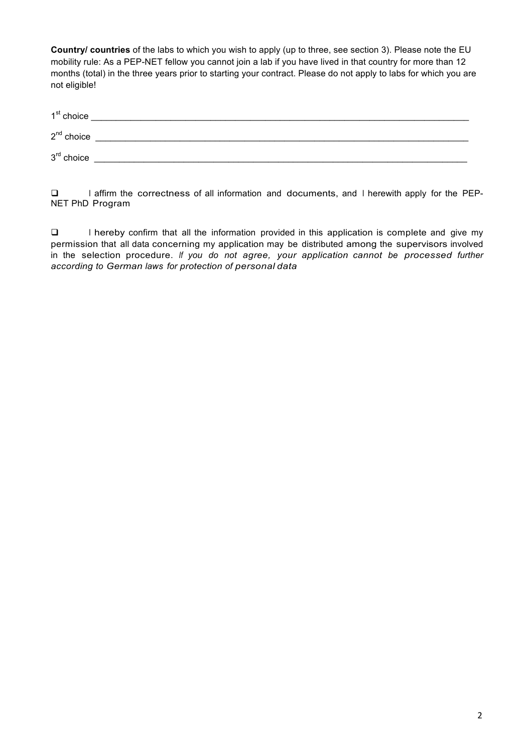**Country/ countries** of the labs to which you wish to apply (up to three, see section 3). Please note the EU mobility rule: As a PEP-NET fellow you cannot join a lab if you have lived in that country for more than 12 months (total) in the three years prior to starting your contract. Please do not apply to labs for which you are not eligible!

1st choice ___________________________________________________________________________

2nd choice ___________________________________________________________________________

3rd choice ___________________________________________________________________________

- [ ] I affirm the correctness of all information and documents, and I herewith apply for the PEP-NET PhD Program

- [ ] I hereby confirm that all the information provided in this application is complete and give my permission that all data concerning my application may be distributed among the supervisors involved in the selection procedure. *If you do not agree, your application cannot be processed further according to German laws for protection of personal data*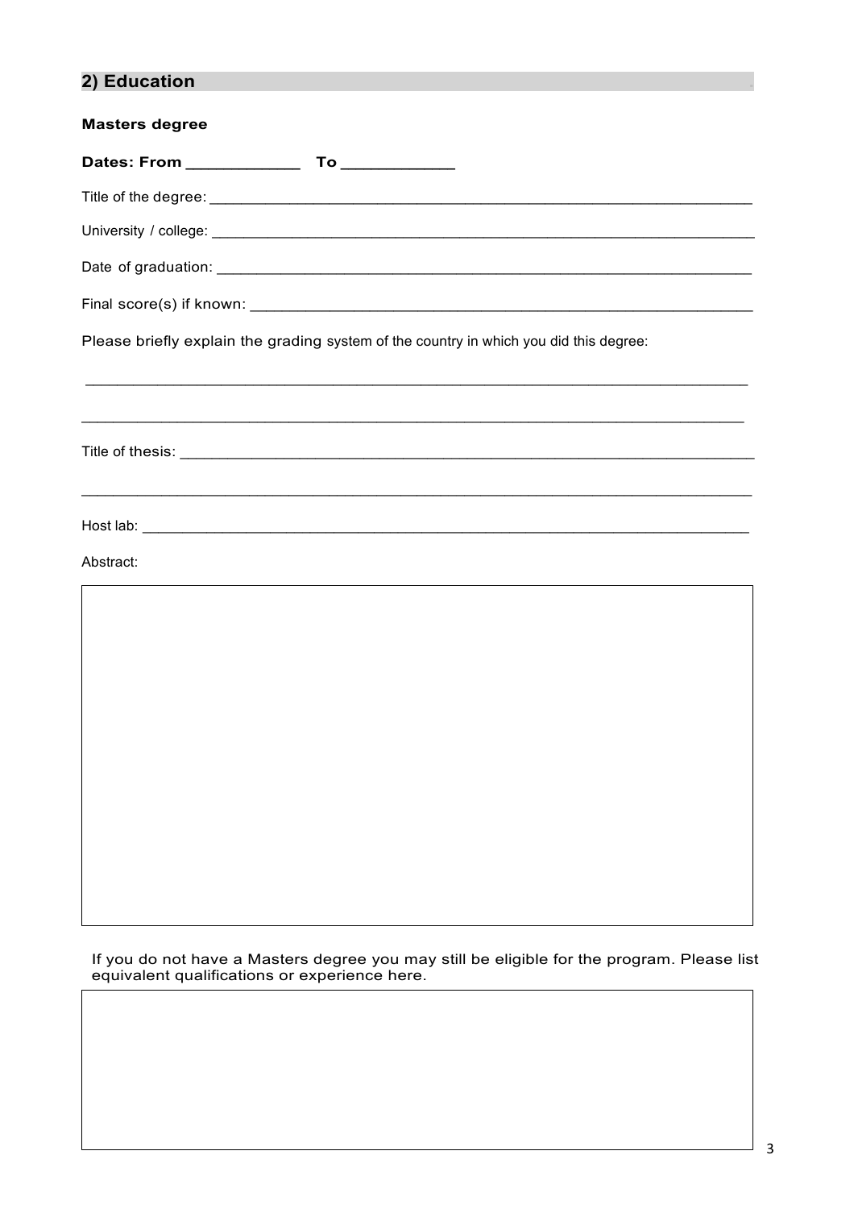## 2) Education

**Masters degree**

**Dates: From ____________ To ____________**

Title of the degree: ____________________________________________________________________

University / college: ___________________________________________________________________

Date of graduation: ____________________________________________________________________

Final score(s) if known: _________________________________________________________________

Please briefly explain the grading system of the country in which you did this degree:

_______________________________________________________________________________

_______________________________________________________________________________

Title of thesis: _________________________________________________________________________

_______________________________________________________________________________

Host lab: _____________________________________________________________________________

Abstract:

If you do not have a Masters degree you may still be eligible for the program. Please list equivalent qualifications or experience here.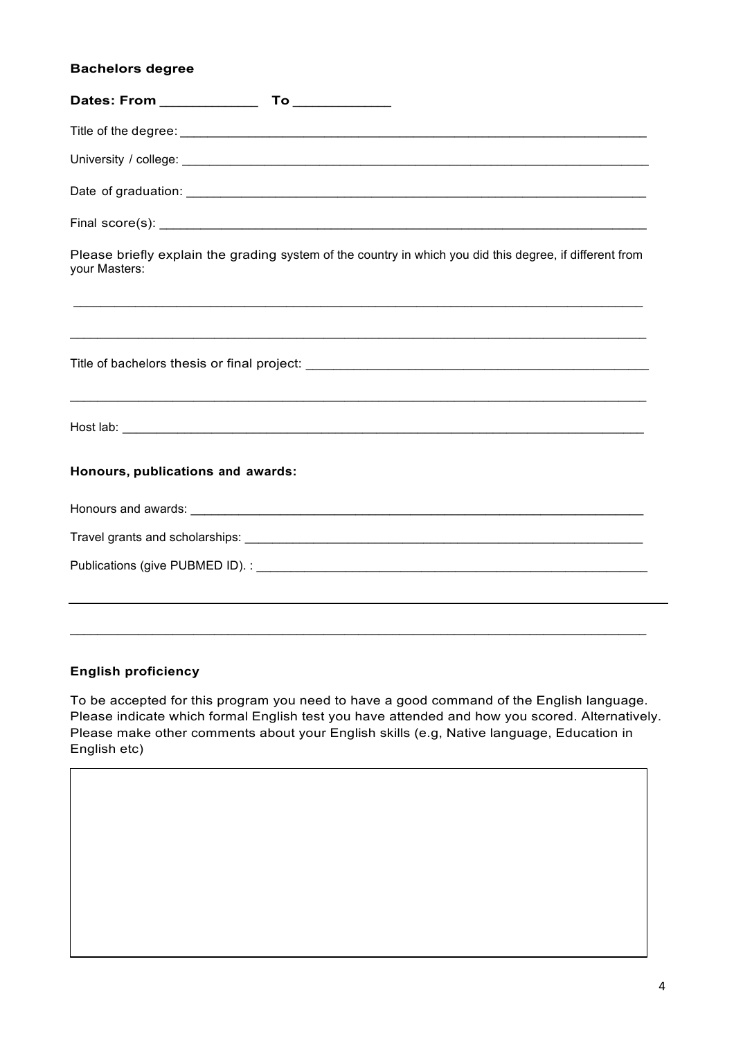**Bachelors degree**

**Dates: From ____________ To ____________**

Title of the degree: ______________________________________________________________

University / college: ______________________________________________________________

Date of graduation: ______________________________________________________________

Final score(s): ______________________________________________________________

Please briefly explain the grading system of the country in which you did this degree, if different from your Masters:

______________________________________________________________________________

______________________________________________________________________________

Title of bachelors thesis or final project: ____________________________________________

______________________________________________________________________________

Host lab: ______________________________________________________________________

**Honours, publications and awards:**

Honours and awards: ______________________________________________________________

Travel grants and scholarships: ____________________________________________________

Publications (give PUBMED ID). : ___________________________________________________

______________________________________________________________________________

______________________________________________________________________________

**English proficiency**

To be accepted for this program you need to have a good command of the English language. Please indicate which formal English test you have attended and how you scored. Alternatively. Please make other comments about your English skills (e.g, Native language, Education in English etc)

| |
|---|
| |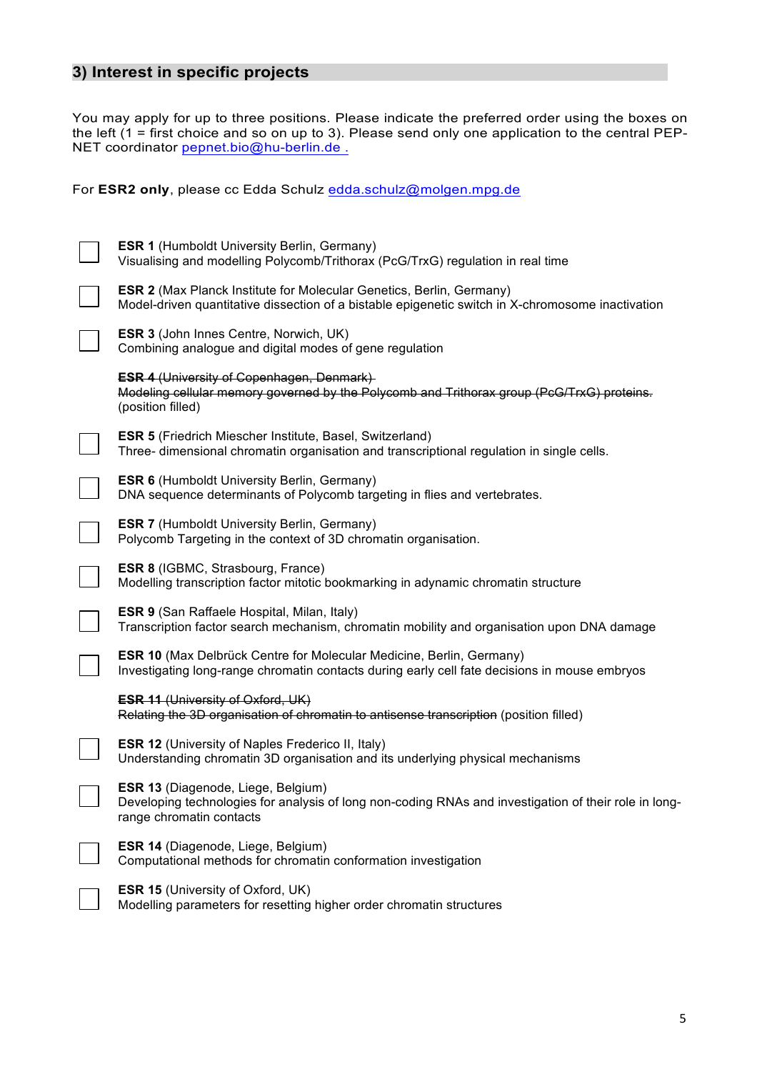## 3) Interest in specific projects

You may apply for up to three positions. Please indicate the preferred order using the boxes on the left (1 = first choice and so on up to 3). Please send only one application to the central PEP-NET coordinator [pepnet.bio@hu-berlin.de .](mailto:pepnet.bio@hu-berlin.de)

For **ESR2 only**, please cc Edda Schulz [edda.schulz@molgen.mpg.de](mailto:edda.schulz@molgen.mpg.de)

☐ **ESR 1** (Humboldt University Berlin, Germany)
Visualising and modelling Polycomb/Trithorax (PcG/TrxG) regulation in real time

☐ **ESR 2** (Max Planck Institute for Molecular Genetics, Berlin, Germany)
Model-driven quantitative dissection of a bistable epigenetic switch in X-chromosome inactivation

☐ **ESR 3** (John Innes Centre, Norwich, UK)
Combining analogue and digital modes of gene regulation

~~**ESR 4** (University of Copenhagen, Denmark)~~
~~Modeling cellular memory governed by the Polycomb and Trithorax group (PcG/TrxG) proteins.~~
(position filled)

☐ **ESR 5** (Friedrich Miescher Institute, Basel, Switzerland)
Three- dimensional chromatin organisation and transcriptional regulation in single cells.

☐ **ESR 6** (Humboldt University Berlin, Germany)
DNA sequence determinants of Polycomb targeting in flies and vertebrates.

☐ **ESR 7** (Humboldt University Berlin, Germany)
Polycomb Targeting in the context of 3D chromatin organisation.

☐ **ESR 8** (IGBMC, Strasbourg, France)
Modelling transcription factor mitotic bookmarking in adynamic chromatin structure

☐ **ESR 9** (San Raffaele Hospital, Milan, Italy)
Transcription factor search mechanism, chromatin mobility and organisation upon DNA damage

☐ **ESR 10** (Max Delbrück Centre for Molecular Medicine, Berlin, Germany)
Investigating long-range chromatin contacts during early cell fate decisions in mouse embryos

~~**ESR 11** (University of Oxford, UK)~~
~~Relating the 3D organisation of chromatin to antisense transcription~~ (position filled)

☐ **ESR 12** (University of Naples Frederico II, Italy)
Understanding chromatin 3D organisation and its underlying physical mechanisms

☐ **ESR 13** (Diagenode, Liege, Belgium)
Developing technologies for analysis of long non-coding RNAs and investigation of their role in long-range chromatin contacts

☐ **ESR 14** (Diagenode, Liege, Belgium)
Computational methods for chromatin conformation investigation

☐ **ESR 15** (University of Oxford, UK)
Modelling parameters for resetting higher order chromatin structures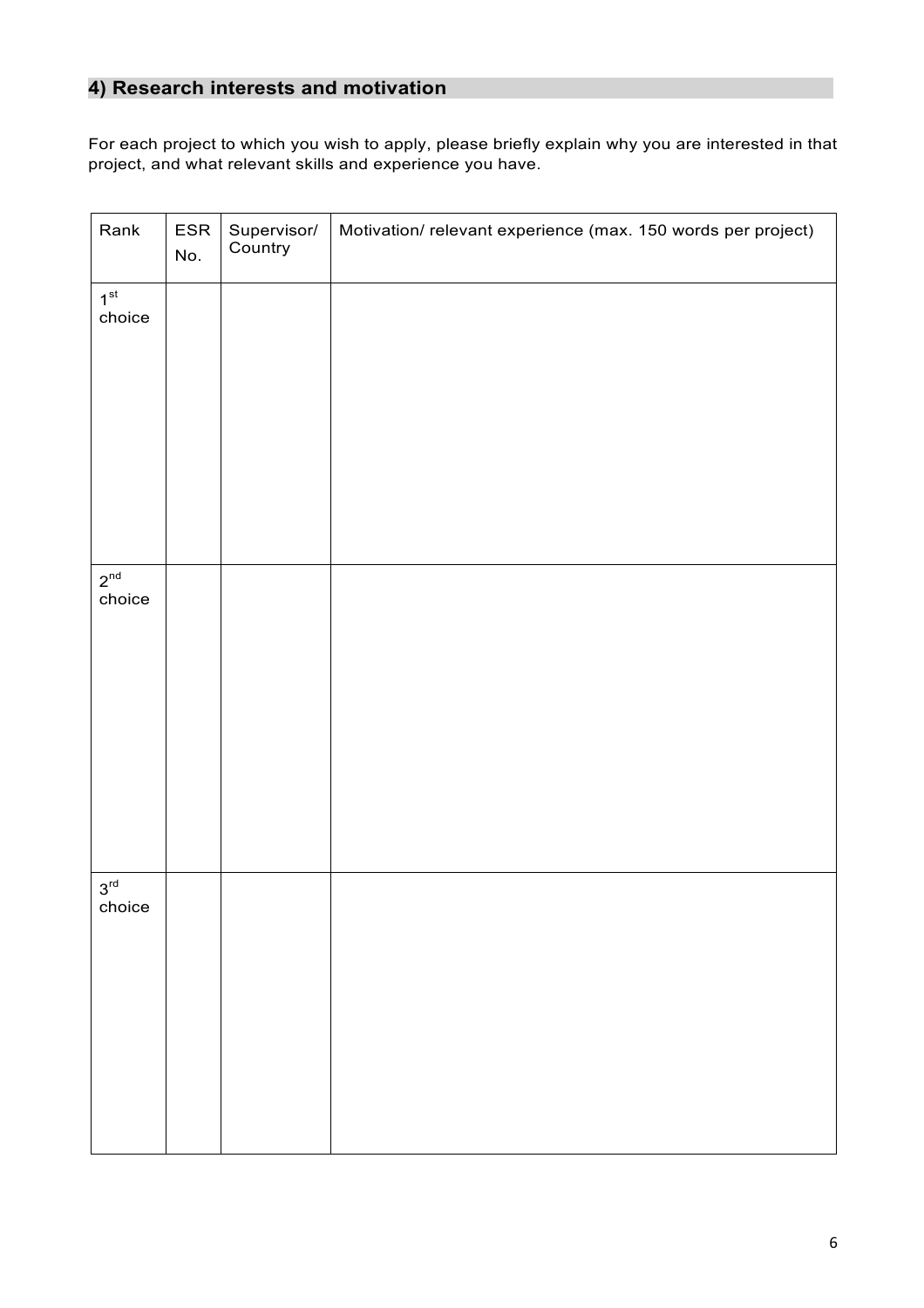## 4) Research interests and motivation

For each project to which you wish to apply, please briefly explain why you are interested in that project, and what relevant skills and experience you have.

| Rank | ESR No. | Supervisor/ Country | Motivation/ relevant experience (max. 150 words per project) |
|---|---|---|---|
| 1st choice | | | |
| 2nd choice | | | |
| 3rd choice | | | |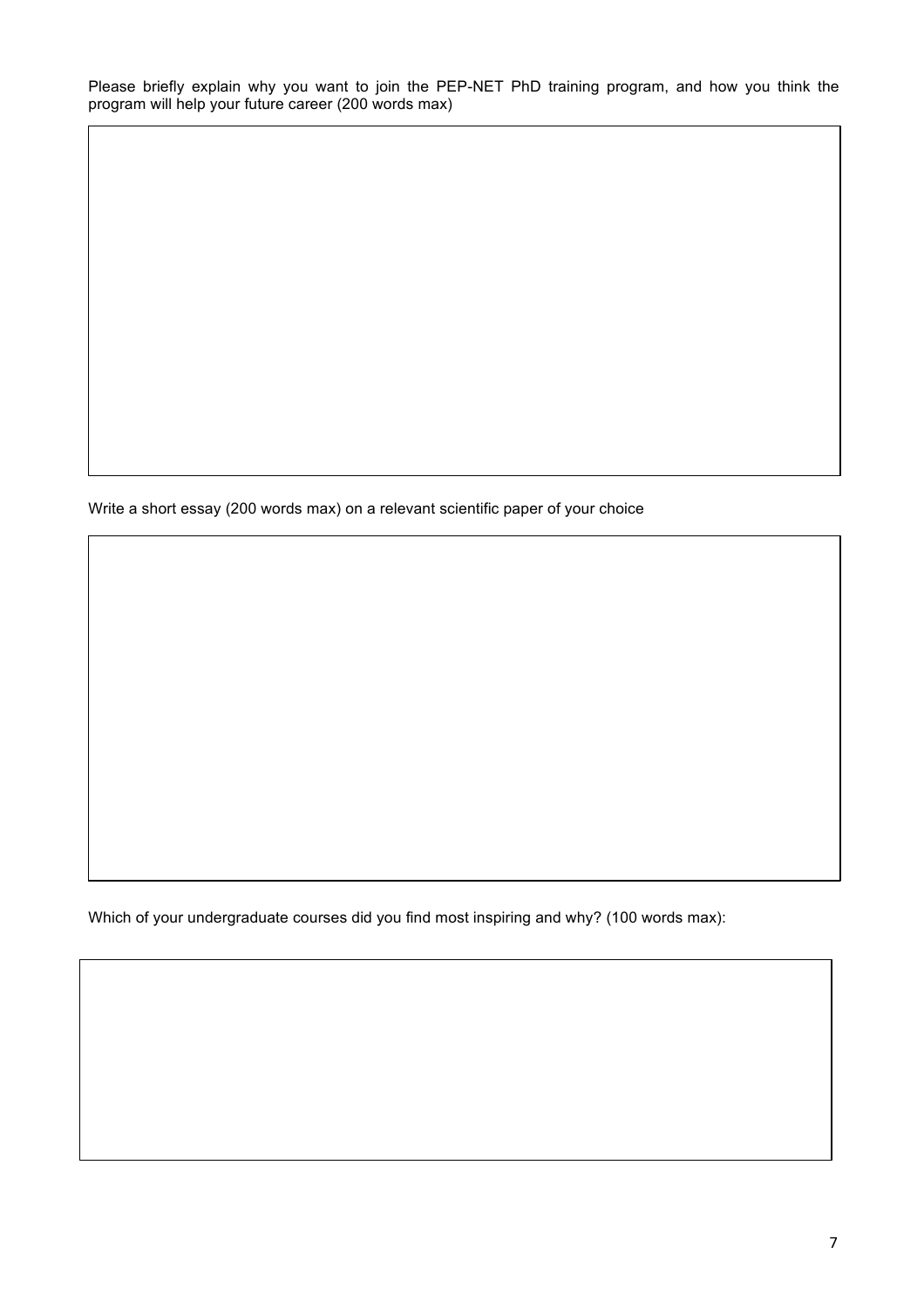Please briefly explain why you want to join the PEP-NET PhD training program, and how you think the program will help your future career (200 words max)

|  |
|---|
|  |

Write a short essay (200 words max) on a relevant scientific paper of your choice

|  |
|---|
|  |

Which of your undergraduate courses did you find most inspiring and why? (100 words max):

|  |
|---|
|  |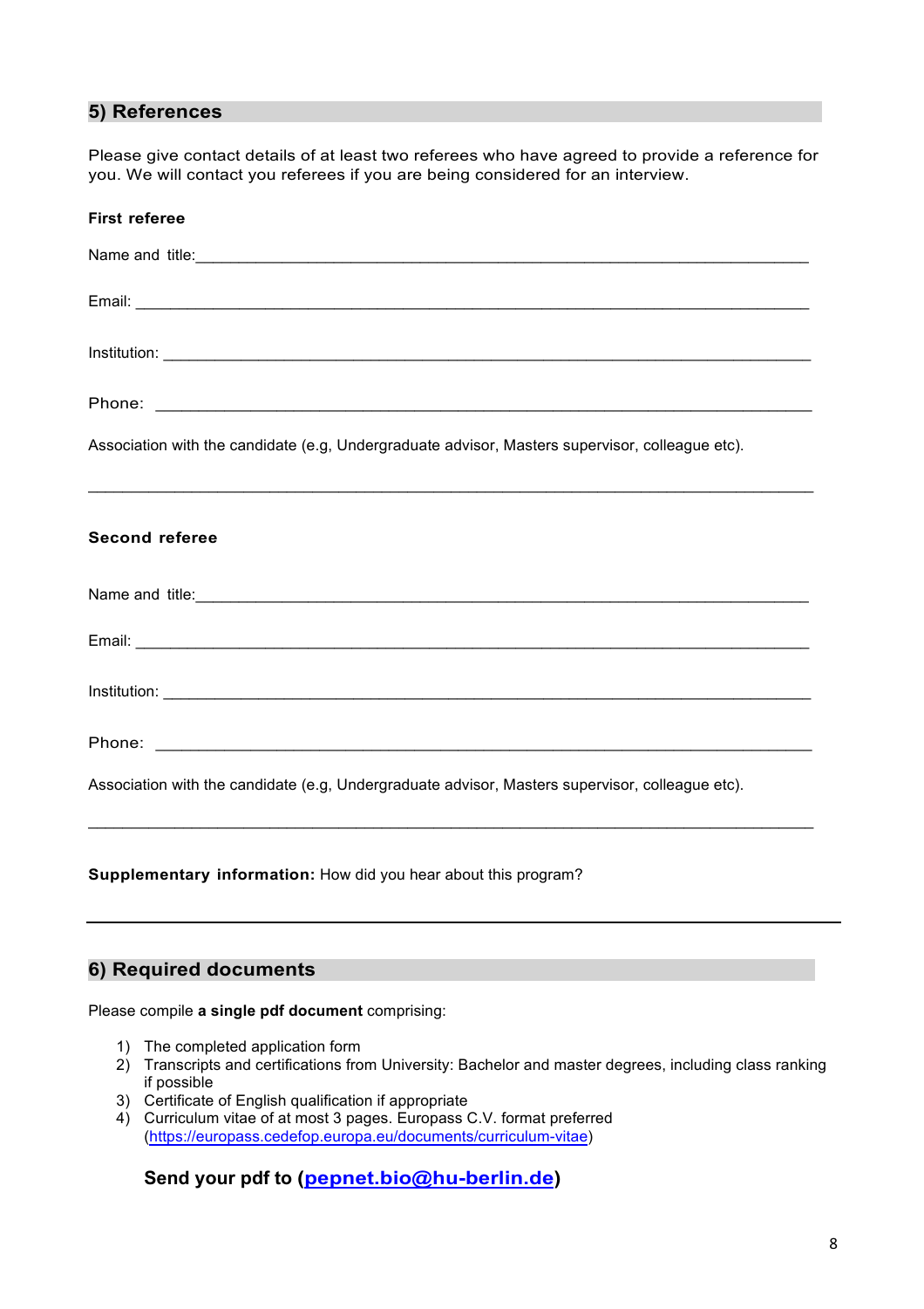## 5) References

Please give contact details of at least two referees who have agreed to provide a reference for you. We will contact you referees if you are being considered for an interview.

**First referee**

Name and title:___________________________________________________________________

Email: ________________________________________________________________________

Institution: _____________________________________________________________________

Phone: ________________________________________________________________________

Association with the candidate (e.g, Undergraduate advisor, Masters supervisor, colleague etc).

_______________________________________________________________________________

**Second referee**

Name and title:___________________________________________________________________

Email: ________________________________________________________________________

Institution: _____________________________________________________________________

Phone: ________________________________________________________________________

Association with the candidate (e.g, Undergraduate advisor, Masters supervisor, colleague etc).

_______________________________________________________________________________

**Supplementary information:** How did you hear about this program?

---

## 6) Required documents

Please compile **a single pdf document** comprising:

1) The completed application form
2) Transcripts and certifications from University: Bachelor and master degrees, including class ranking if possible
3) Certificate of English qualification if appropriate
4) Curriculum vitae of at most 3 pages. Europass C.V. format preferred (https://europass.cedefop.europa.eu/documents/curriculum-vitae)

**Send your pdf to (pepnet.bio@hu-berlin.de)**